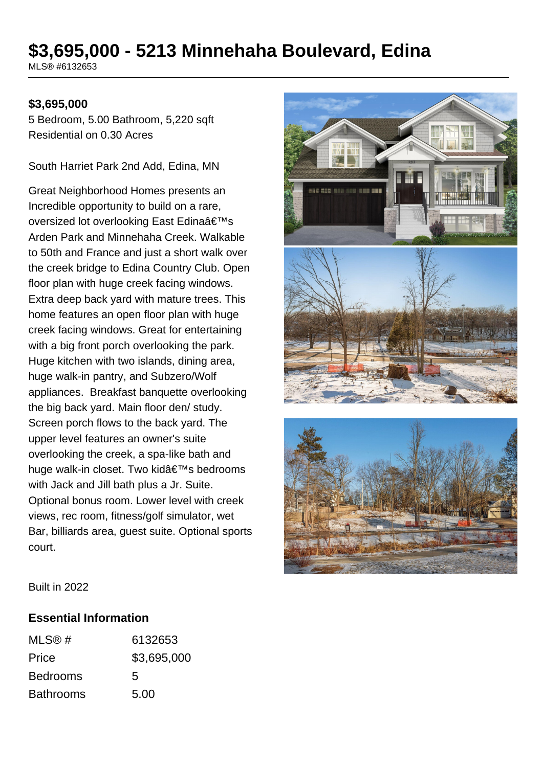# $3,695,000 - 5213 Minnehaha Boulevard, Edina

MLS® #6132653

**$3,695,000**

5 Bedroom, 5.00 Bathroom, 5,220 sqft
Residential on 0.30 Acres

South Harriet Park 2nd Add, Edina, MN

Great Neighborhood Homes presents an Incredible opportunity to build on a rare, oversized lot overlooking East Edinaâ€™s Arden Park and Minnehaha Creek. Walkable to 50th and France and just a short walk over the creek bridge to Edina Country Club. Open floor plan with huge creek facing windows. Extra deep back yard with mature trees. This home features an open floor plan with huge creek facing windows. Great for entertaining with a big front porch overlooking the park. Huge kitchen with two islands, dining area, huge walk-in pantry, and Subzero/Wolf appliances. Breakfast banquette overlooking the big back yard. Main floor den/ study. Screen porch flows to the back yard. The upper level features an owner's suite overlooking the creek, a spa-like bath and huge walk-in closet. Two kidâ€™s bedrooms with Jack and Jill bath plus a Jr. Suite. Optional bonus room. Lower level with creek views, rec room, fitness/golf simulator, wet Bar, billiards area, guest suite. Optional sports court.

Built in 2022

## Essential Information

| | |
|---|---|
| MLS® # | 6132653 |
| Price | $3,695,000 |
| Bedrooms | 5 |
| Bathrooms | 5.00 |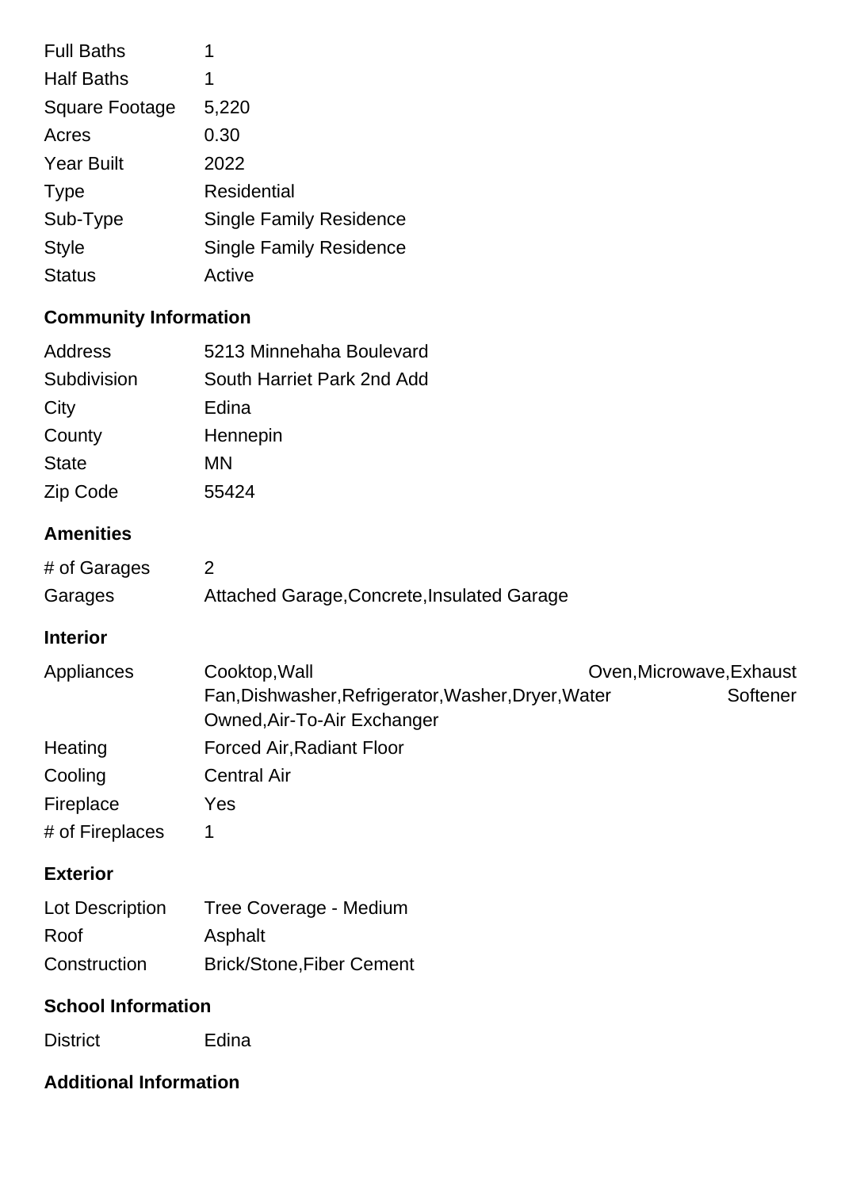| | |
|---|---|
| Full Baths | 1 |
| Half Baths | 1 |
| Square Footage | 5,220 |
| Acres | 0.30 |
| Year Built | 2022 |
| Type | Residential |
| Sub-Type | Single Family Residence |
| Style | Single Family Residence |
| Status | Active |

## Community Information

| | |
|---|---|
| Address | 5213 Minnehaha Boulevard |
| Subdivision | South Harriet Park 2nd Add |
| City | Edina |
| County | Hennepin |
| State | MN |
| Zip Code | 55424 |

## Amenities

| | |
|---|---|
| # of Garages | 2 |
| Garages | Attached Garage,Concrete,Insulated Garage |

## Interior

| | |
|---|---|
| Appliances | Cooktop,Wall Oven,Microwave,Exhaust Fan,Dishwasher,Refrigerator,Washer,Dryer,Water Softener Owned,Air-To-Air Exchanger |
| Heating | Forced Air,Radiant Floor |
| Cooling | Central Air |
| Fireplace | Yes |
| # of Fireplaces | 1 |

## Exterior

| | |
|---|---|
| Lot Description | Tree Coverage - Medium |
| Roof | Asphalt |
| Construction | Brick/Stone,Fiber Cement |

## School Information

| | |
|---|---|
| District | Edina |

## Additional Information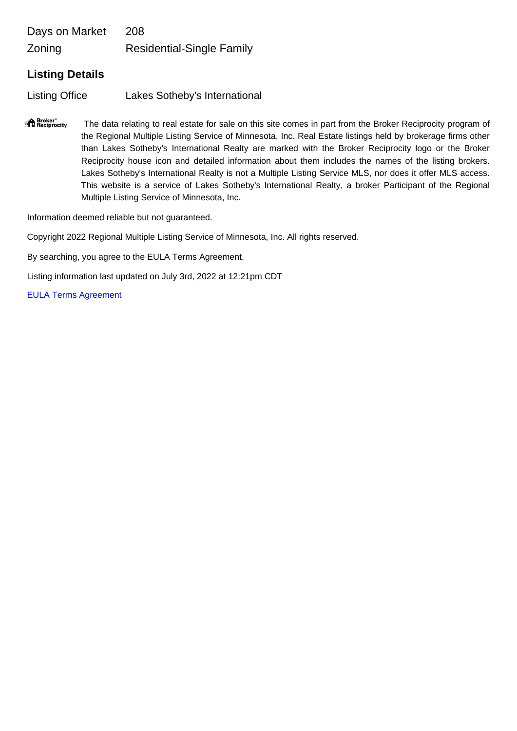| | |
|---|---|
| Days on Market | 208 |
| Zoning | Residential-Single Family |

## Listing Details

| | |
|---|---|
| Listing Office | Lakes Sotheby's International |

The data relating to real estate for sale on this site comes in part from the Broker Reciprocity program of the Regional Multiple Listing Service of Minnesota, Inc. Real Estate listings held by brokerage firms other than Lakes Sotheby's International Realty are marked with the Broker Reciprocity logo or the Broker Reciprocity house icon and detailed information about them includes the names of the listing brokers. Lakes Sotheby's International Realty is not a Multiple Listing Service MLS, nor does it offer MLS access. This website is a service of Lakes Sotheby's International Realty, a broker Participant of the Regional Multiple Listing Service of Minnesota, Inc.

Information deemed reliable but not guaranteed.

Copyright 2022 Regional Multiple Listing Service of Minnesota, Inc. All rights reserved.

By searching, you agree to the EULA Terms Agreement.

Listing information last updated on July 3rd, 2022 at 12:21pm CDT

EULA Terms Agreement